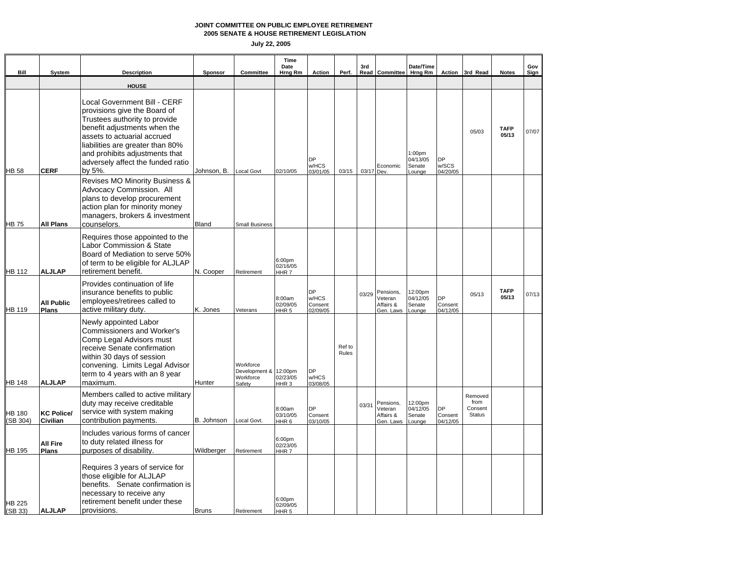**JOINT COMMITTEE ON PUBLIC EMPLOYEE RETIREMENT**
**2005 SENATE & HOUSE RETIREMENT LEGISLATION**

**July 22, 2005**

| Bill | System | Description | Sponsor | Committee | Time Date Hrng Rm | Action | Perf. | 3rd Read | Committee | Date/Time Hrng Rm | Action | 3rd Read | Notes | Gov Sign |
|---|---|---|---|---|---|---|---|---|---|---|---|---|---|---|
| | | **HOUSE** | | | | | | | | | | | | |
| HB 58 | **CERF** | Local Government Bill - CERF provisions give the Board of Trustees authority to provide benefit adjustments when the assets to actuarial accrued liabilities are greater than 80% and prohibits adjustments that adversely affect the funded ratio by 5%. | Johnson, B. | Local Govt | 02/10/05 | DP w/HCS 03/01/05 | 03/15 | 03/17 | Economic Dev. | 1:00pm 04/13/05 Senate Lounge | DP w/SCS 04/20/05 | 05/03 | **TAFP 05/13** | 07/07 |
| HB 75 | **All Plans** | Revises MO Minority Business & Advocacy Commission. All plans to develop procurement action plan for minority money managers, brokers & investment counselors. | Bland | Small Business | | | | | | | | | | |
| HB 112 | **ALJLAP** | Requires those appointed to the Labor Commission & State Board of Mediation to serve 50% of term to be eligible for ALJLAP retirement benefit. | N. Cooper | Retirement | 6:00pm 02/16/05 HHR 7 | | | | | | | | | |
| HB 119 | **All Public Plans** | Provides continuation of life insurance benefits to public employees/retirees called to active military duty. | K. Jones | Veterans | 8:00am 02/09/05 HHR 5 | DP w/HCS Consent 02/09/05 | | 03/29 | Pensions, Veteran Affairs & Gen. Laws | 12:00pm 04/12/05 Senate Lounge | DP Consent 04/12/05 | 05/13 | **TAFP 05/13** | 07/13 |
| HB 148 | **ALJLAP** | Newly appointed Labor Commissioners and Worker's Comp Legal Advisors must receive Senate confirmation within 30 days of session convening. Limits Legal Advisor term to 4 years with an 8 year maximum. | Hunter | Workforce Development & Workforce Safety | 12:00pm 02/23/05 HHR 3 | DP w/HCS 03/08/05 | Ref to Rules | | | | | | | |
| HB 180 (SB 304) | **KC Police/ Civilian** | Members called to active military duty may receive creditable service with system making contribution payments. | B. Johnson | Local Govt. | 8:00am 03/10/05 HHR 6 | DP Consent 03/10/05 | | 03/31 | Pensions, Veteran Affairs & Gen. Laws | 12:00pm 04/12/05 Senate Lounge | DP Consent 04/12/05 | Removed from Consent Status | | |
| HB 195 | **All Fire Plans** | Includes various forms of cancer to duty related illness for purposes of disability. | Wildberger | Retirement | 6:00pm 02/23/05 HHR 7 | | | | | | | | | |
| HB 225 (SB 33) | **ALJLAP** | Requires 3 years of service for those eligible for ALJLAP benefits. Senate confirmation is necessary to receive any retirement benefit under these provisions. | Bruns | Retirement | 6:00pm 02/09/05 HHR 5 | | | | | | | | | |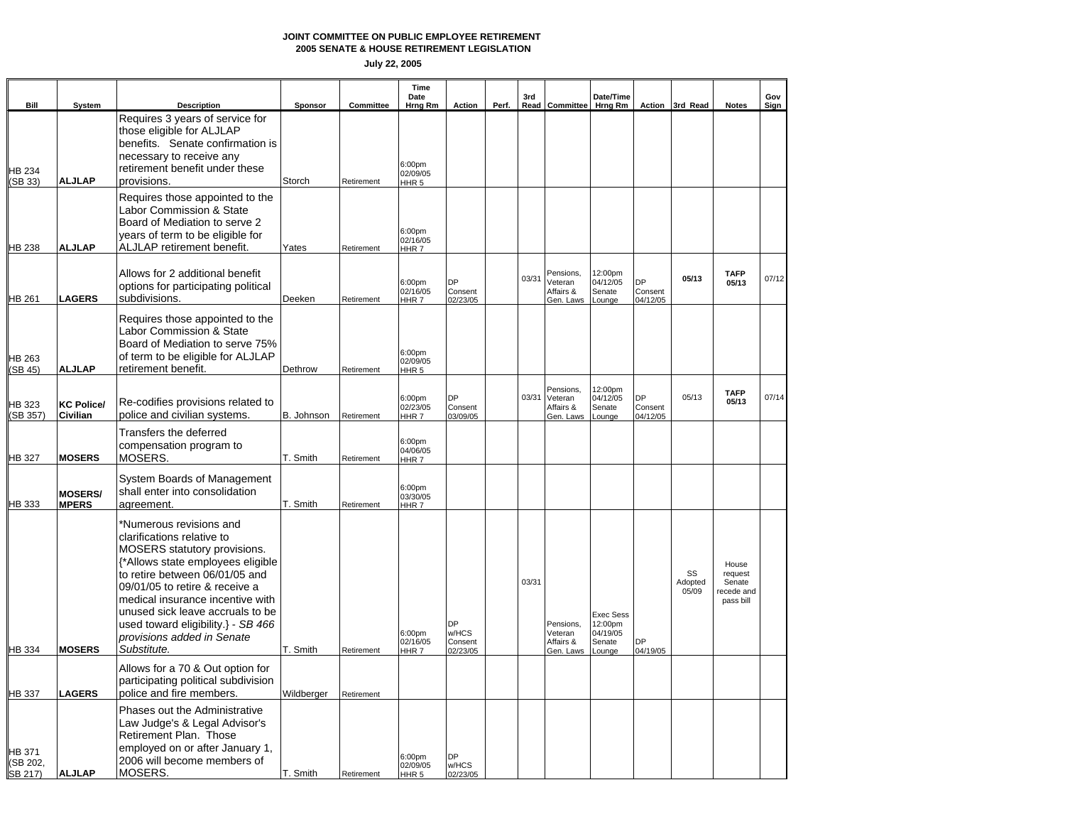**JOINT COMMITTEE ON PUBLIC EMPLOYEE RETIREMENT**
**2005 SENATE & HOUSE RETIREMENT LEGISLATION**

**July 22, 2005**

| Bill | System | Description | Sponsor | Committee | Time Date Hrng Rm | Action | Perf. | 3rd Read | Committee | Date/Time Hrng Rm | Action | 3rd Read | Notes | Gov Sign |
|---|---|---|---|---|---|---|---|---|---|---|---|---|---|---|
| HB 234 (SB 33) | **ALJLAP** | Requires 3 years of service for those eligible for ALJLAP benefits. Senate confirmation is necessary to receive any retirement benefit under these provisions. | Storch | Retirement | 6:00pm 02/09/05 HHR 5 | | | | | | | | | |
| HB 238 | **ALJLAP** | Requires those appointed to the Labor Commission & State Board of Mediation to serve 2 years of term to be eligible for ALJLAP retirement benefit. | Yates | Retirement | 6:00pm 02/16/05 HHR 7 | | | | | | | | | |
| HB 261 | **LAGERS** | Allows for 2 additional benefit options for participating political subdivisions. | Deeken | Retirement | 6:00pm 02/16/05 HHR 7 | DP Consent 02/23/05 | | 03/31 | Pensions, Veteran Affairs & Gen. Laws | 12:00pm 04/12/05 Senate Lounge | DP Consent 04/12/05 | **05/13** | **TAFP 05/13** | 07/12 |
| HB 263 (SB 45) | **ALJLAP** | Requires those appointed to the Labor Commission & State Board of Mediation to serve 75% of term to be eligible for ALJLAP retirement benefit. | Dethrow | Retirement | 6:00pm 02/09/05 HHR 5 | | | | | | | | | |
| HB 323 (SB 357) | **KC Police/ Civilian** | Re-codifies provisions related to police and civilian systems. | B. Johnson | Retirement | 6:00pm 02/23/05 HHR 7 | DP Consent 03/09/05 | | 03/31 | Pensions, Veteran Affairs & Gen. Laws | 12:00pm 04/12/05 Senate Lounge | DP Consent 04/12/05 | 05/13 | **TAFP 05/13** | 07/14 |
| HB 327 | **MOSERS** | Transfers the deferred compensation program to MOSERS. | T. Smith | Retirement | 6:00pm 04/06/05 HHR 7 | | | | | | | | | |
| HB 333 | **MOSERS/ MPERS** | System Boards of Management shall enter into consolidation agreement. | T. Smith | Retirement | 6:00pm 03/30/05 HHR 7 | | | | | | | | | |
| HB 334 | **MOSERS** | *Numerous revisions and clarifications relative to MOSERS statutory provisions. {*Allows state employees eligible to retire between 06/01/05 and 09/01/05 to retire & receive a medical insurance incentive with unused sick leave accruals to be used toward eligibility.} - *SB 466 provisions added in Senate Substitute.* | T. Smith | Retirement | 6:00pm 02/16/05 HHR 7 | DP w/HCS Consent 02/23/05 | | 03/31 | Pensions, Veteran Affairs & Gen. Laws | Exec Sess 12:00pm 04/19/05 Senate Lounge | DP 04/19/05 | SS Adopted 05/09 | House request Senate recede and pass bill | |
| HB 337 | **LAGERS** | Allows for a 70 & Out option for participating political subdivision police and fire members. | Wildberger | Retirement | | | | | | | | | | |
| HB 371 (SB 202, SB 217) | **ALJLAP** | Phases out the Administrative Law Judge's & Legal Advisor's Retirement Plan. Those employed on or after January 1, 2006 will become members of MOSERS. | T. Smith | Retirement | 6:00pm 02/09/05 HHR 5 | DP w/HCS 02/23/05 | | | | | | | | |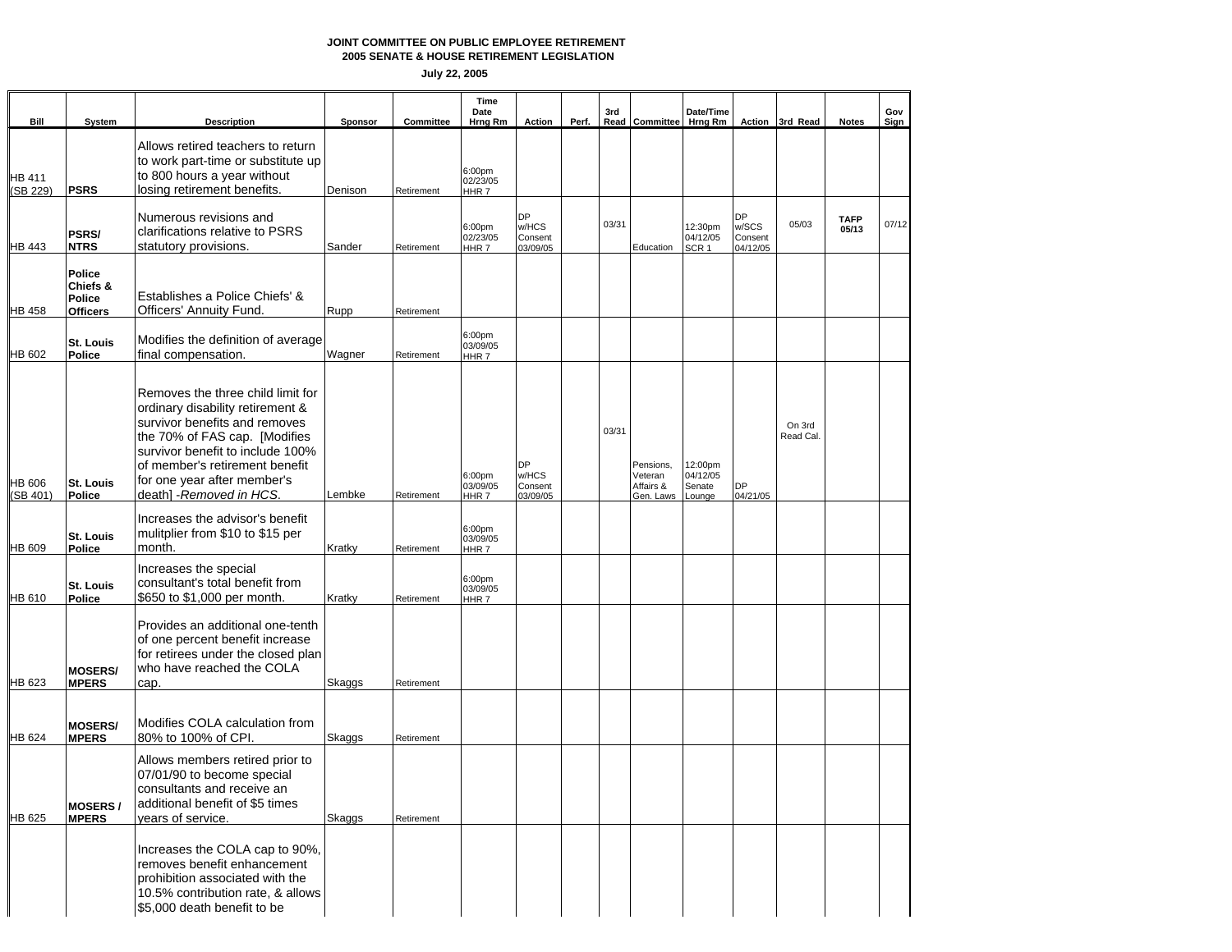# JOINT COMMITTEE ON PUBLIC EMPLOYEE RETIREMENT

## 2005 SENATE & HOUSE RETIREMENT LEGISLATION

**July 22, 2005**

| Bill | System | Description | Sponsor | Committee | Time Date Hrng Rm | Action | Perf. | 3rd Read | Committee | Date/Time Hrng Rm | Action | 3rd Read | Notes | Gov Sign |
|---|---|---|---|---|---|---|---|---|---|---|---|---|---|---|
| HB 411 (SB 229) | **PSRS** | Allows retired teachers to return to work part-time or substitute up to 800 hours a year without losing retirement benefits. | Denison | Retirement | 6:00pm 02/23/05 HHR 7 | | | | | | | | | |
| HB 443 | **PSRS/ NTRS** | Numerous revisions and clarifications relative to PSRS statutory provisions. | Sander | Retirement | 6:00pm 02/23/05 HHR 7 | DP w/HCS Consent 03/09/05 | | 03/31 | Education | 12:30pm 04/12/05 SCR 1 | DP w/SCS Consent 04/12/05 | 05/03 | **TAFP 05/13** | 07/12 |
| HB 458 | **Police Chiefs & Police Officers** | Establishes a Police Chiefs' & Officers' Annuity Fund. | Rupp | Retirement | | | | | | | | | | |
| HB 602 | **St. Louis Police** | Modifies the definition of average final compensation. | Wagner | Retirement | 6:00pm 03/09/05 HHR 7 | | | | | | | | | |
| HB 606 (SB 401) | **St. Louis Police** | Removes the three child limit for ordinary disability retirement & survivor benefits and removes the 70% of FAS cap. [Modifies survivor benefit to include 100% of member's retirement benefit for one year after member's death] -*Removed in HCS.* | Lembke | Retirement | 6:00pm 03/09/05 HHR 7 | DP w/HCS Consent 03/09/05 | | 03/31 | Pensions, Veteran Affairs & Gen. Laws | 12:00pm 04/12/05 Senate Lounge | DP 04/21/05 | On 3rd Read Cal. | | |
| HB 609 | **St. Louis Police** | Increases the advisor's benefit mulitplier from $10 to $15 per month. | Kratky | Retirement | 6:00pm 03/09/05 HHR 7 | | | | | | | | | |
| HB 610 | **St. Louis Police** | Increases the special consultant's total benefit from $650 to $1,000 per month. | Kratky | Retirement | 6:00pm 03/09/05 HHR 7 | | | | | | | | | |
| HB 623 | **MOSERS/ MPERS** | Provides an additional one-tenth of one percent benefit increase for retirees under the closed plan who have reached the COLA cap. | Skaggs | Retirement | | | | | | | | | | |
| HB 624 | **MOSERS/ MPERS** | Modifies COLA calculation from 80% to 100% of CPI. | Skaggs | Retirement | | | | | | | | | | |
| HB 625 | **MOSERS / MPERS** | Allows members retired prior to 07/01/90 to become special consultants and receive an additional benefit of $5 times years of service. | Skaggs | Retirement | | | | | | | | | | |
| | | Increases the COLA cap to 90%, removes benefit enhancement prohibition associated with the 10.5% contribution rate, & allows $5,000 death benefit to be | | | | | | | | | | | | |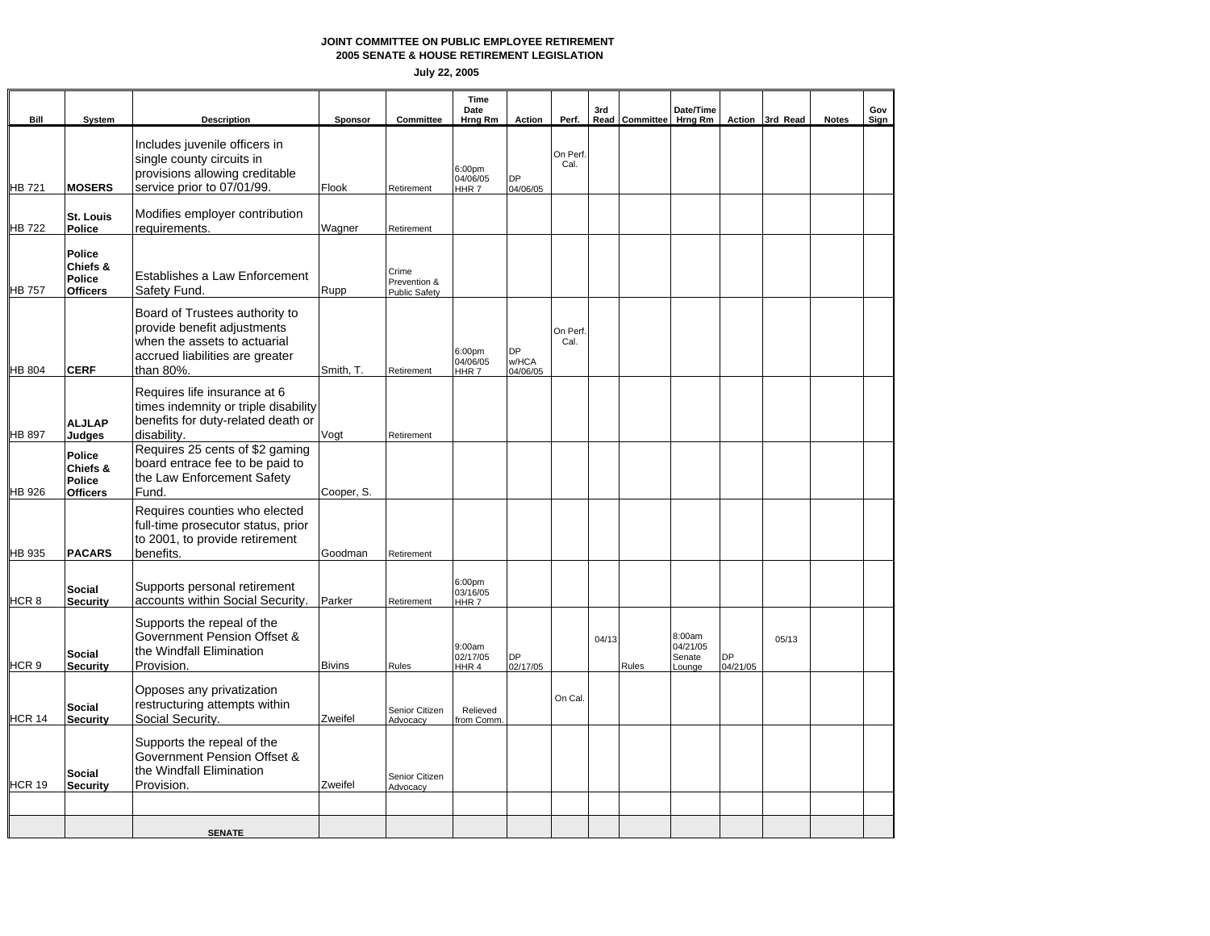**JOINT COMMITTEE ON PUBLIC EMPLOYEE RETIREMENT**
**2005 SENATE & HOUSE RETIREMENT LEGISLATION**

**July 22, 2005**

| Bill | System | Description | Sponsor | Committee | Time Date Hrng Rm | Action | Perf. | 3rd Read | Committee | Date/Time Hrng Rm | Action | 3rd Read | Notes | Gov Sign |
|---|---|---|---|---|---|---|---|---|---|---|---|---|---|---|
| HB 721 | **MOSERS** | Includes juvenile officers in single county circuits in provisions allowing creditable service prior to 07/01/99. | Flook | Retirement | 6:00pm 04/06/05 HHR 7 | DP 04/06/05 | On Perf. Cal. | | | | | | | |
| HB 722 | **St. Louis Police** | Modifies employer contribution requirements. | Wagner | Retirement | | | | | | | | | | |
| HB 757 | **Police Chiefs & Police Officers** | Establishes a Law Enforcement Safety Fund. | Rupp | Crime Prevention & Public Safety | | | | | | | | | | |
| HB 804 | **CERF** | Board of Trustees authority to provide benefit adjustments when the assets to actuarial accrued liabilities are greater than 80%. | Smith, T. | Retirement | 6:00pm 04/06/05 HHR 7 | DP w/HCA 04/06/05 | On Perf. Cal. | | | | | | | |
| HB 897 | **ALJLAP Judges** | Requires life insurance at 6 times indemnity or triple disability benefits for duty-related death or disability. | Vogt | Retirement | | | | | | | | | | |
| HB 926 | **Police Chiefs & Police Officers** | Requires 25 cents of $2 gaming board entrace fee to be paid to the Law Enforcement Safety Fund. | Cooper, S. | | | | | | | | | | | |
| HB 935 | **PACARS** | Requires counties who elected full-time prosecutor status, prior to 2001, to provide retirement benefits. | Goodman | Retirement | | | | | | | | | | |
| HCR 8 | **Social Security** | Supports personal retirement accounts within Social Security. | Parker | Retirement | 6:00pm 03/16/05 HHR 7 | | | | | | | | | |
| HCR 9 | **Social Security** | Supports the repeal of the Government Pension Offset & the Windfall Elimination Provision. | Bivins | Rules | 9:00am 02/17/05 HHR 4 | DP 02/17/05 | | 04/13 | Rules | 8:00am 04/21/05 Senate Lounge | DP 04/21/05 | 05/13 | | |
| HCR 14 | **Social Security** | Opposes any privatization restructuring attempts within Social Security. | Zweifel | Senior Citizen Advocacy | Relieved from Comm. | | On Cal. | | | | | | | |
| HCR 19 | **Social Security** | Supports the repeal of the Government Pension Offset & the Windfall Elimination Provision. | Zweifel | Senior Citizen Advocacy | | | | | | | | | | |
| | | | | | | | | | | | | | | |
| | | **SENATE** | | | | | | | | | | | | |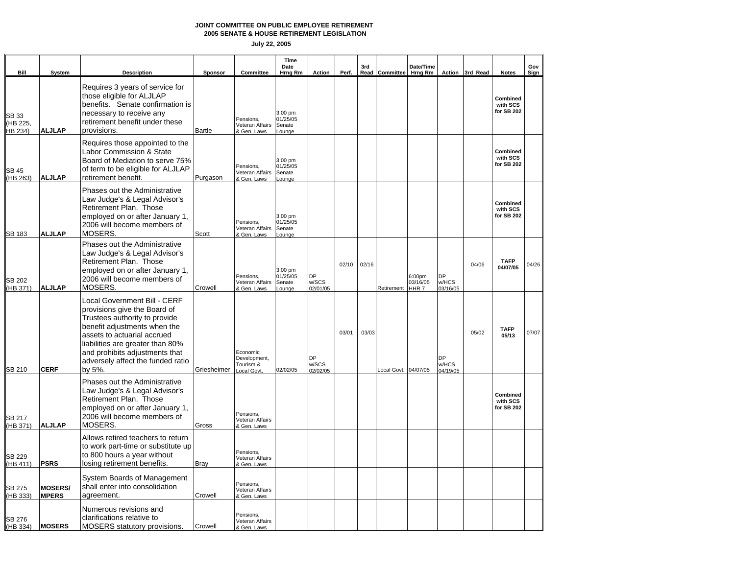**JOINT COMMITTEE ON PUBLIC EMPLOYEE RETIREMENT**
**2005 SENATE & HOUSE RETIREMENT LEGISLATION**

**July 22, 2005**

| Bill | System | Description | Sponsor | Committee | Time Date Hrng Rm | Action | Perf. | 3rd Read | Committee | Date/Time Hrng Rm | Action | 3rd Read | Notes | Gov Sign |
|---|---|---|---|---|---|---|---|---|---|---|---|---|---|---|
| SB 33 (HB 225, HB 234) | **ALJLAP** | Requires 3 years of service for those eligible for ALJLAP benefits. Senate confirmation is necessary to receive any retirement benefit under these provisions. | Bartle | Pensions, Veteran Affairs & Gen. Laws | 3:00 pm 01/25/05 Senate Lounge | | | | | | | | **Combined with SCS for SB 202** | |
| SB 45 (HB 263) | **ALJLAP** | Requires those appointed to the Labor Commission & State Board of Mediation to serve 75% of term to be eligible for ALJLAP retirement benefit. | Purgason | Pensions, Veteran Affairs & Gen. Laws | 3:00 pm 01/25/05 Senate Lounge | | | | | | | | **Combined with SCS for SB 202** | |
| SB 183 | **ALJLAP** | Phases out the Administrative Law Judge's & Legal Advisor's Retirement Plan. Those employed on or after January 1, 2006 will become members of MOSERS. | Scott | Pensions, Veteran Affairs & Gen. Laws | 3:00 pm 01/25/05 Senate Lounge | | | | | | | | **Combined with SCS for SB 202** | |
| SB 202 (HB 371) | **ALJLAP** | Phases out the Administrative Law Judge's & Legal Advisor's Retirement Plan. Those employed on or after January 1, 2006 will become members of MOSERS. | Crowell | Pensions, Veteran Affairs & Gen. Laws | 3:00 pm 01/25/05 Senate Lounge | DP w/SCS 02/01/05 | 02/10 | 02/16 | Retirement | 6:00pm 03/16/05 HHR 7 | DP w/HCS 03/16/05 | 04/06 | **TAFP 04/07/05** | 04/26 |
| SB 210 | **CERF** | Local Government Bill - CERF provisions give the Board of Trustees authority to provide benefit adjustments when the assets to actuarial accrued liabilities are greater than 80% and prohibits adjustments that adversely affect the funded ratio by 5%. | Griesheimer | Economic Development, Tourism & Local Govt. | 02/02/05 | DP w/SCS 02/02/05 | 03/01 | 03/03 | Local Govt. | 04/07/05 | DP w/HCS 04/19/05 | 05/02 | **TAFP 05/13** | 07/07 |
| SB 217 (HB 371) | **ALJLAP** | Phases out the Administrative Law Judge's & Legal Advisor's Retirement Plan. Those employed on or after January 1, 2006 will become members of MOSERS. | Gross | Pensions, Veteran Affairs & Gen. Laws | | | | | | | | | **Combined with SCS for SB 202** | |
| SB 229 (HB 411) | **PSRS** | Allows retired teachers to return to work part-time or substitute up to 800 hours a year without losing retirement benefits. | Bray | Pensions, Veteran Affairs & Gen. Laws | | | | | | | | | | |
| SB 275 (HB 333) | **MOSERS/ MPERS** | System Boards of Management shall enter into consolidation agreement. | Crowell | Pensions, Veteran Affairs & Gen. Laws | | | | | | | | | | |
| SB 276 (HB 334) | **MOSERS** | Numerous revisions and clarifications relative to MOSERS statutory provisions. | Crowell | Pensions, Veteran Affairs & Gen. Laws | | | | | | | | | | |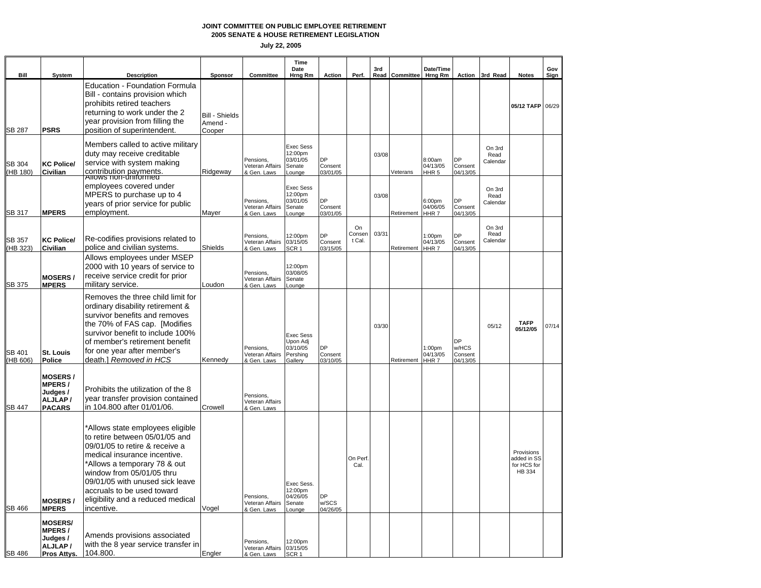# JOINT COMMITTEE ON PUBLIC EMPLOYEE RETIREMENT
## 2005 SENATE & HOUSE RETIREMENT LEGISLATION

**July 22, 2005**

| Bill | System | Description | Sponsor | Committee | Time Date Hrng Rm | Action | Perf. | 3rd Read | Committee | Date/Time Hrng Rm | Action | 3rd Read | Notes | Gov Sign |
|---|---|---|---|---|---|---|---|---|---|---|---|---|---|---|
| SB 287 | **PSRS** | Education - Foundation Formula Bill - contains provision which prohibits retired teachers returning to work under the 2 year provision from filling the position of superintendent. | Bill - Shields Amend - Cooper | | | | | | | | | | **05/12 TAFP** | 06/29 |
| SB 304 (HB 180) | **KC Police/ Civilian** | Members called to active military duty may receive creditable service with system making contribution payments. | Ridgeway | Pensions, Veteran Affairs & Gen. Laws | Exec Sess 12:00pm 03/01/05 Senate Lounge | DP Consent 03/01/05 | | 03/08 | Veterans | 8:00am 04/13/05 HHR 5 | DP Consent 04/13/05 | On 3rd Read Calendar | | |
| SB 317 | **MPERS** | Allows non-uniformed employees covered under MPERS to purchase up to 4 years of prior service for public employment. | Mayer | Pensions, Veteran Affairs & Gen. Laws | Exec Sess 12:00pm 03/01/05 Senate Lounge | DP Consent 03/01/05 | | 03/08 | Retirement | 6:00pm 04/06/05 HHR 7 | DP Consent 04/13/05 | On 3rd Read Calendar | | |
| SB 357 (HB 323) | **KC Police/ Civilian** | Re-codifies provisions related to police and civilian systems. | Shields | Pensions, Veteran Affairs & Gen. Laws | 12:00pm 03/15/05 SCR 1 | DP Consent 03/15/05 | On Consent Cal. | 03/31 | Retirement | 1:00pm 04/13/05 HHR 7 | DP Consent 04/13/05 | On 3rd Read Calendar | | |
| SB 375 | **MOSERS / MPERS** | Allows employees under MSEP 2000 with 10 years of service to receive service credit for prior military service. | Loudon | Pensions, Veteran Affairs & Gen. Laws | 12:00pm 03/08/05 Senate Lounge | | | | | | | | | |
| SB 401 (HB 606) | **St. Louis Police** | Removes the three child limit for ordinary disability retirement & survivor benefits and removes the 70% of FAS cap. [Modifies survivor benefit to include 100% of member's retirement benefit for one year after member's death.] *Removed in HCS* | Kennedy | Pensions, Veteran Affairs & Gen. Laws | Exec Sess Upon Adj 03/10/05 Pershing Gallery | DP Consent 03/10/05 | | 03/30 | Retirement | 1:00pm 04/13/05 HHR 7 | DP w/HCS Consent 04/13/05 | 05/12 | **TAFP 05/12/05** | 07/14 |
| SB 447 | **MOSERS / MPERS / Judges / ALJLAP / PACARS** | Prohibits the utilization of the 8 year transfer provision contained in 104.800 after 01/01/06. | Crowell | Pensions, Veteran Affairs & Gen. Laws | | | | | | | | | | |
| SB 466 | **MOSERS / MPERS** | *Allows state employees eligible to retire between 05/01/05 and 09/01/05 to retire & receive a medical insurance incentive. *Allows a temporary 78 & out window from 05/01/05 thru 09/01/05 with unused sick leave accruals to be used toward eligibility and a reduced medical incentive. | Vogel | Pensions, Veteran Affairs & Gen. Laws | Exec Sess. 12:00pm 04/26/05 Senate Lounge | DP w/SCS 04/26/05 | On Perf. Cal. | | | | | | Provisions added in SS for HCS for HB 334 | |
| SB 486 | **MOSERS/ MPERS / Judges / ALJLAP / Pros Attys.** | Amends provisions associated with the 8 year service transfer in 104.800. | Engler | Pensions, Veteran Affairs & Gen. Laws | 12:00pm 03/15/05 SCR 1 | | | | | | | | | |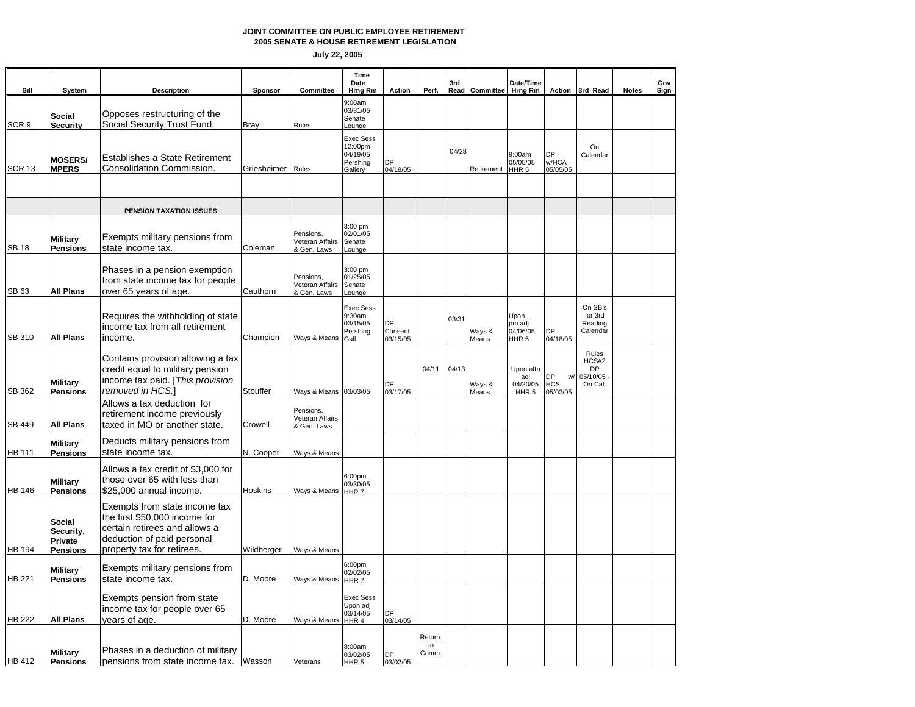**JOINT COMMITTEE ON PUBLIC EMPLOYEE RETIREMENT**
**2005 SENATE & HOUSE RETIREMENT LEGISLATION**

**July 22, 2005**

| Bill | System | Description | Sponsor | Committee | Time Date Hrng Rm | Action | Perf. | 3rd Read | Committee | Date/Time Hrng Rm | Action | 3rd Read | Notes | Gov Sign |
|---|---|---|---|---|---|---|---|---|---|---|---|---|---|---|
| SCR 9 | **Social Security** | Opposes restructuring of the Social Security Trust Fund. | Bray | Rules | 9:00am 03/31/05 Senate Lounge | | | | | | | | | |
| SCR 13 | **MOSERS/ MPERS** | Establishes a State Retirement Consolidation Commission. | Griesheimer | Rules | Exec Sess 12:00pm 04/19/05 Pershing Gallery | DP 04/18/05 | | 04/28 | Retirement | 9:00am 05/05/05 HHR 5 | DP w/HCA 05/05/05 | On Calendar | | |
| | | | | | | | | | | | | | | |
| | | **PENSION TAXATION ISSUES** | | | | | | | | | | | | |
| SB 18 | **Military Pensions** | Exempts military pensions from state income tax. | Coleman | Pensions, Veteran Affairs & Gen. Laws | 3:00 pm 02/01/05 Senate Lounge | | | | | | | | | |
| SB 63 | **All Plans** | Phases in a pension exemption from state income tax for people over 65 years of age. | Cauthorn | Pensions, Veteran Affairs & Gen. Laws | 3:00 pm 01/25/05 Senate Lounge | | | | | | | | | |
| SB 310 | **All Plans** | Requires the withholding of state income tax from all retirement income. | Champion | Ways & Means | Exec Sess 9:30am 03/15/05 Pershing Gall | DP Consent 03/15/05 | | 03/31 | Ways & Means | Upon pm adj 04/06/05 HHR 5 | DP 04/18/05 | On SB's for 3rd Reading Calendar | | |
| SB 362 | **Military Pensions** | Contains provision allowing a tax credit equal to military pension income tax paid. [*This provision removed in HCS.*] | Stouffer | Ways & Means | 03/03/05 | DP 03/17/05 | 04/11 | 04/13 | Ways & Means | Upon aftn adj 04/20/05 HHR 5 | DP w/ HCS 05/02/05 | Rules HCS#2 DP 05/10/05 - On Cal. | | |
| SB 449 | **All Plans** | Allows a tax deduction for retirement income previously taxed in MO or another state. | Crowell | Pensions, Veteran Affairs & Gen. Laws | | | | | | | | | | |
| HB 111 | **Military Pensions** | Deducts military pensions from state income tax. | N. Cooper | Ways & Means | | | | | | | | | | |
| HB 146 | **Military Pensions** | Allows a tax credit of $3,000 for those over 65 with less than $25,000 annual income. | Hoskins | Ways & Means | 6:00pm 03/30/05 HHR 7 | | | | | | | | | |
| HB 194 | **Social Security, Private Pensions** | Exempts from state income tax the first $50,000 income for certain retirees and allows a deduction of paid personal property tax for retirees. | Wildberger | Ways & Means | | | | | | | | | | |
| HB 221 | **Military Pensions** | Exempts military pensions from state income tax. | D. Moore | Ways & Means | 6:00pm 02/02/05 HHR 7 | | | | | | | | | |
| HB 222 | **All Plans** | Exempts pension from state income tax for people over 65 years of age. | D. Moore | Ways & Means | Exec Sess Upon adj 03/14/05 HHR 4 | DP 03/14/05 | | | | | | | | |
| HB 412 | **Military Pensions** | Phases in a deduction of military pensions from state income tax. | Wasson | Veterans | 8:00am 03/02/05 HHR 5 | DP 03/02/05 | Return. to Comm. | | | | | | | |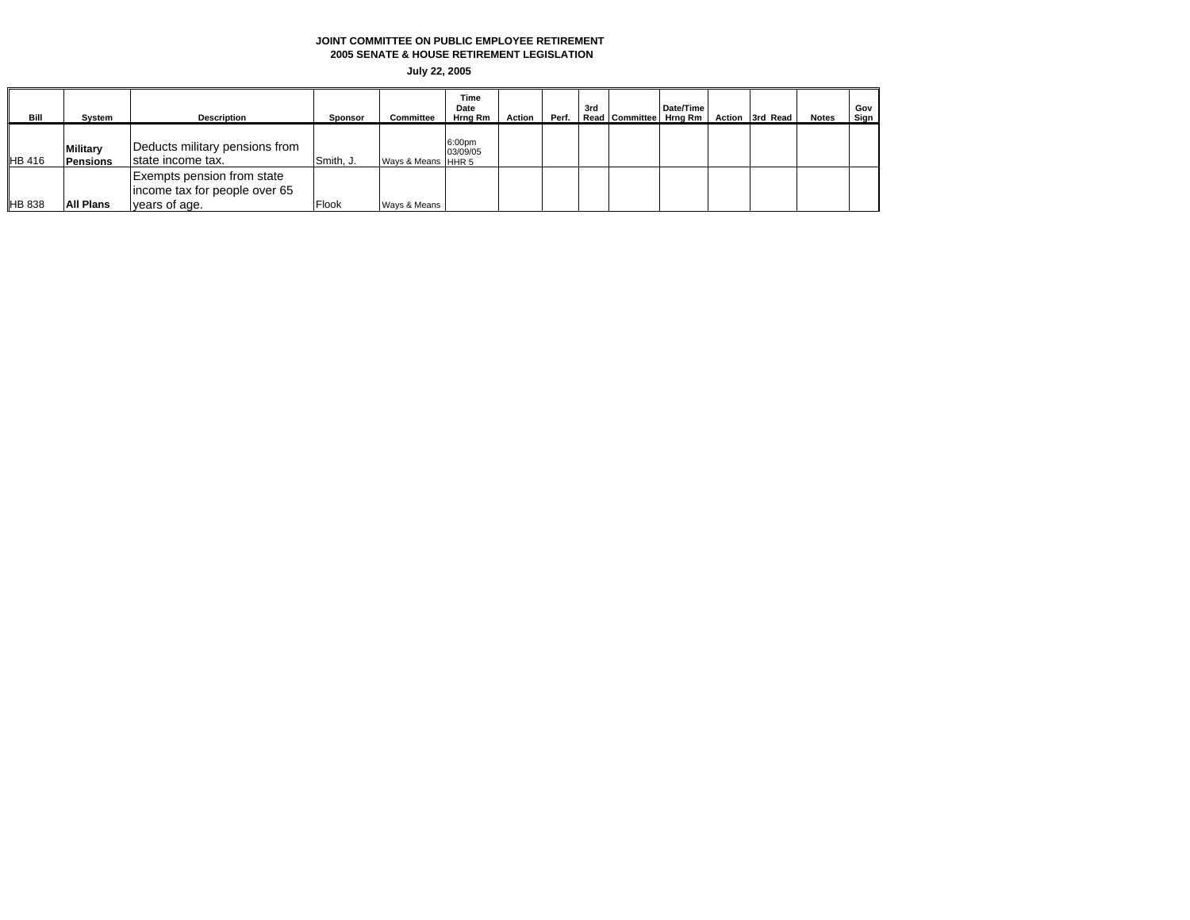**JOINT COMMITTEE ON PUBLIC EMPLOYEE RETIREMENT**
**2005 SENATE & HOUSE RETIREMENT LEGISLATION**

**July 22, 2005**

| Bill | System | Description | Sponsor | Committee | Time Date Hrng Rm | Action | Perf. | 3rd Read | Committee | Date/Time Hrng Rm | Action | 3rd Read | Notes | Gov Sign |
|---|---|---|---|---|---|---|---|---|---|---|---|---|---|---|
| HB 416 | **Military Pensions** | Deducts military pensions from state income tax. | Smith, J. | Ways & Means | 6:00pm 03/09/05 HHR 5 | | | | | | | | | |
| HB 838 | **All Plans** | Exempts pension from state income tax for people over 65 years of age. | Flook | Ways & Means | | | | | | | | | | |